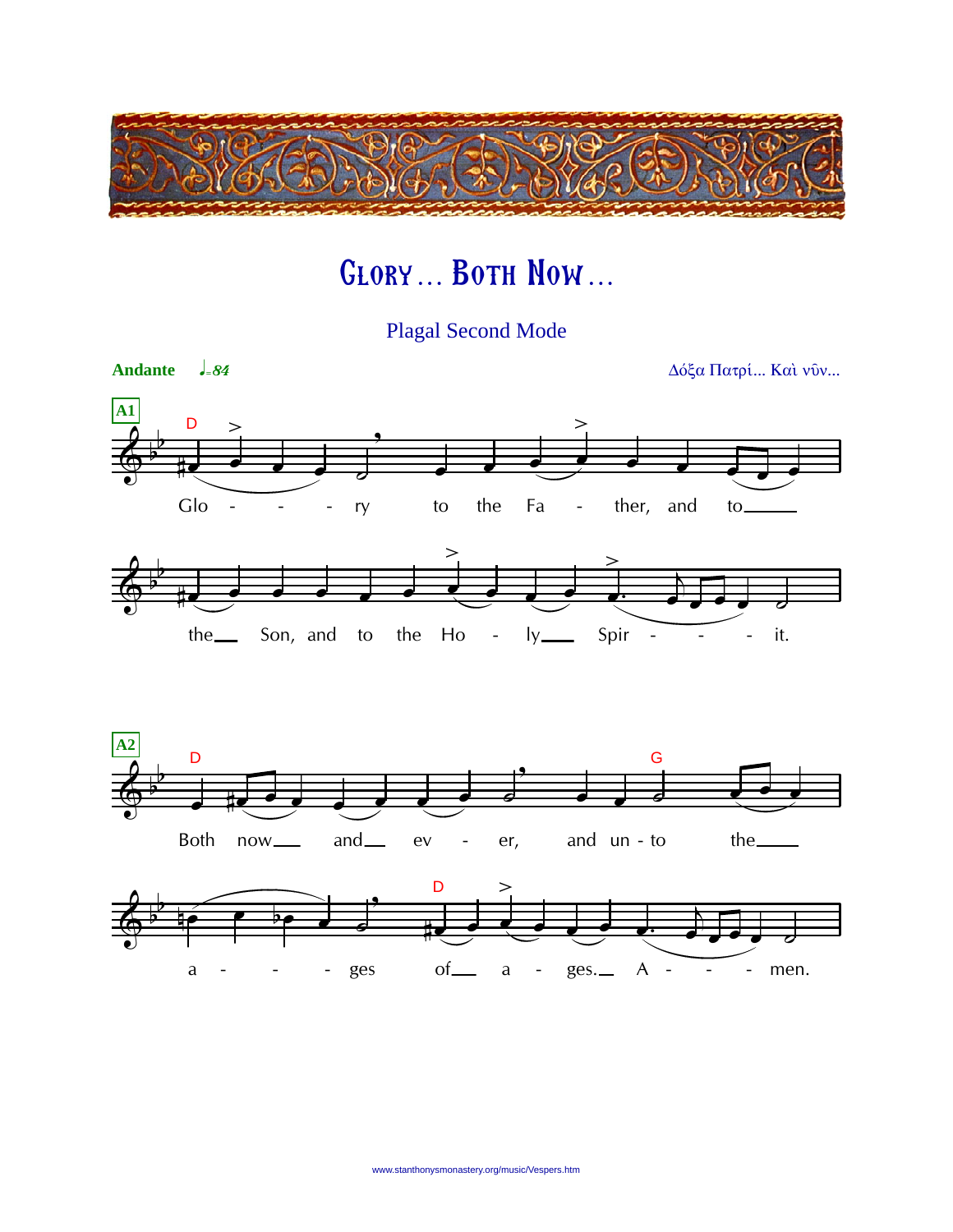# Glory… Both Now…

Plagal Second Mode

**Andante** ♩=84

Δόξα Πατρί... Καὶ νῦν...

**A1**

Glo - - - ry to the Fa - ther, and to___ the___ Son, and to the Ho - ly___ Spir - - - it.

**A2**

Both now___ and___ ev - er, and un - to the___ a - - - ges of___ a - ges.___ A - - - men.

www.stanthonysmonastery.org/music/Vespers.htm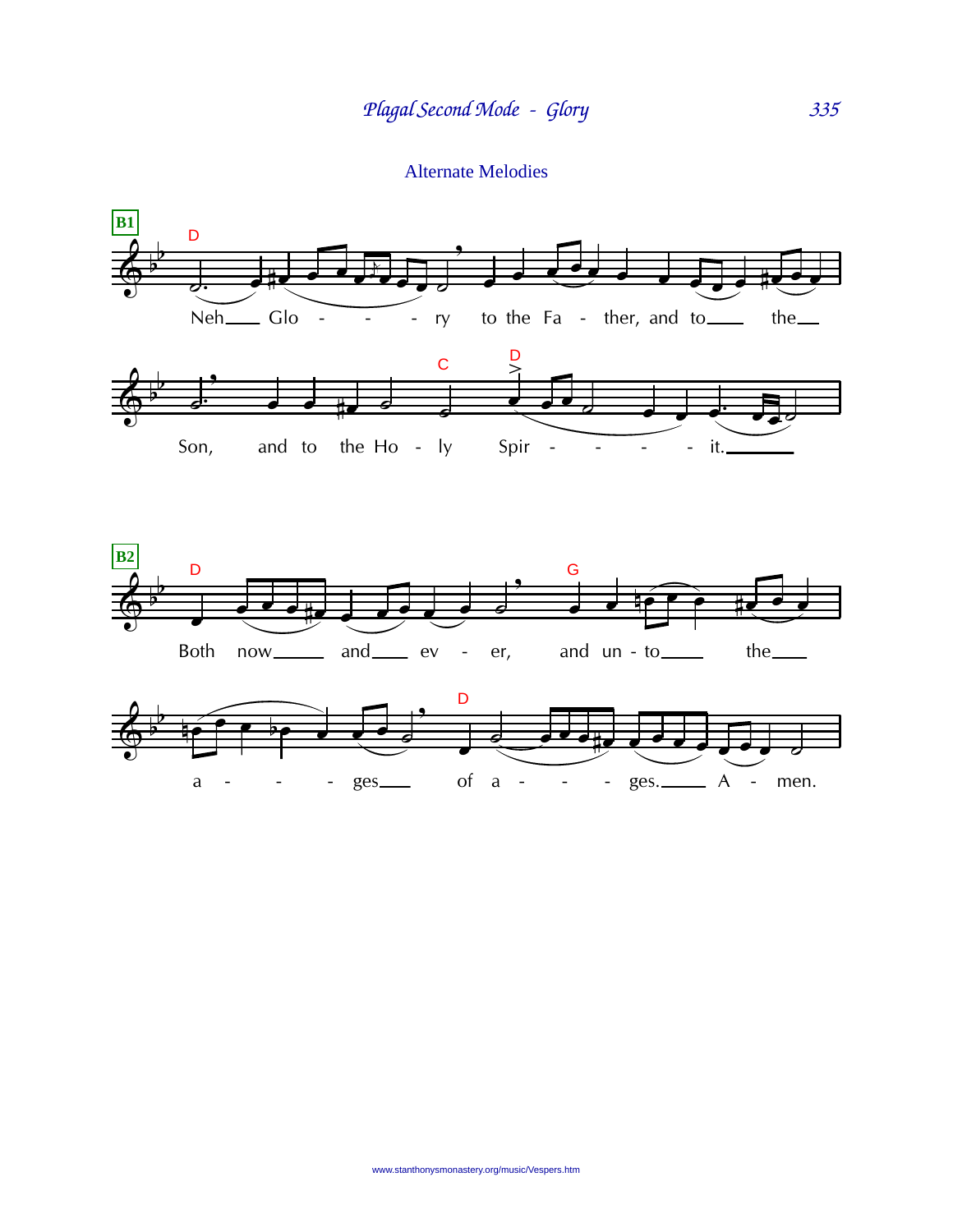## Alternate Melodies

**B1**

Neh___ Glo - - - ry to the Fa - ther, and to___ the___

Son, and to the Ho - ly Spir - - - - it.______

**B2**

Both now_____ and___ ev - er, and un - to____ the___

a - - - ges___ of a - - - ges._____ A - men.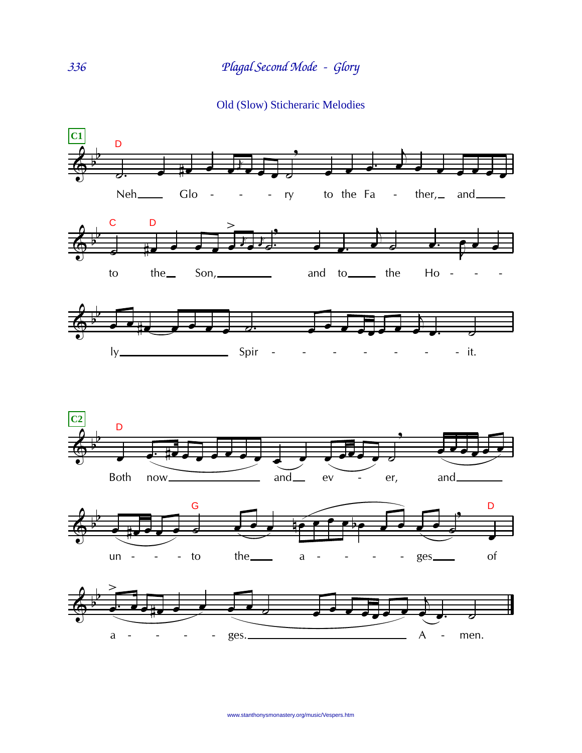## Old (Slow) Sticheraric Melodies

**C1**

D

Neh___ Glo - - - ry to the Fa - ther,_ and___

C D

to the_ Son,_____ and to___ the Ho - - -

ly_____________ Spir - - - - - - - it.

**C2**

D

Both now__________ and__ ev - er, and______

G D

un - - - to the___ a - - - - ges___ of

a - - - - ges.______________ A - men.

www.stanthonysmonastery.org/music/Vespers.htm